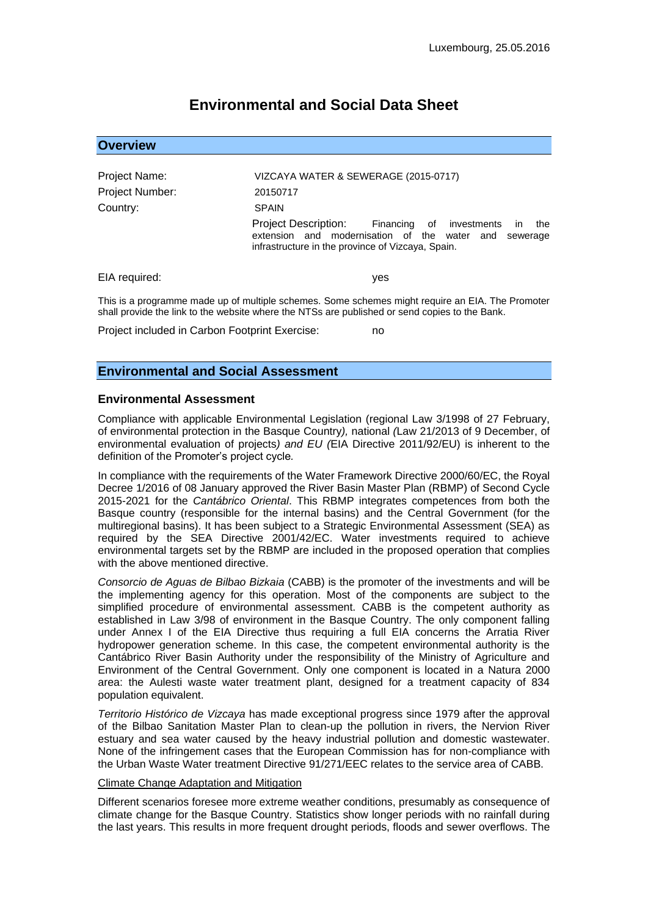Luxembourg, 25.05.2016

# Environmental and Social Data Sheet

## Overview

Project Name: VIZCAYA WATER & SEWERAGE (2015-0717)

Project Number: 20150717

Country: SPAIN

Project Description: Financing of investments in the extension and modernisation of the water and sewerage infrastructure in the province of Vizcaya, Spain.

EIA required: yes

This is a programme made up of multiple schemes. Some schemes might require an EIA. The Promoter shall provide the link to the website where the NTSs are published or send copies to the Bank.

Project included in Carbon Footprint Exercise: no

## Environmental and Social Assessment

### Environmental Assessment

Compliance with applicable Environmental Legislation (regional Law 3/1998 of 27 February, of environmental protection in the Basque Country*),* national *(*Law 21/2013 of 9 December, of environmental evaluation of projects*) and EU (*EIA Directive 2011/92/EU) is inherent to the definition of the Promoter's project cycle*.*

In compliance with the requirements of the Water Framework Directive 2000/60/EC, the Royal Decree 1/2016 of 08 January approved the River Basin Master Plan (RBMP) of Second Cycle 2015-2021 for the *Cantábrico Oriental*. This RBMP integrates competences from both the Basque country (responsible for the internal basins) and the Central Government (for the multiregional basins). It has been subject to a Strategic Environmental Assessment (SEA) as required by the SEA Directive 2001/42/EC. Water investments required to achieve environmental targets set by the RBMP are included in the proposed operation that complies with the above mentioned directive.

*Consorcio de Aguas de Bilbao Bizkaia* (CABB) is the promoter of the investments and will be the implementing agency for this operation. Most of the components are subject to the simplified procedure of environmental assessment. CABB is the competent authority as established in Law 3/98 of environment in the Basque Country. The only component falling under Annex I of the EIA Directive thus requiring a full EIA concerns the Arratia River hydropower generation scheme. In this case, the competent environmental authority is the Cantábrico River Basin Authority under the responsibility of the Ministry of Agriculture and Environment of the Central Government. Only one component is located in a Natura 2000 area: the Aulesti waste water treatment plant, designed for a treatment capacity of 834 population equivalent.

*Territorio Histórico de Vizcaya* has made exceptional progress since 1979 after the approval of the Bilbao Sanitation Master Plan to clean-up the pollution in rivers, the Nervion River estuary and sea water caused by the heavy industrial pollution and domestic wastewater. None of the infringement cases that the European Commission has for non-compliance with the Urban Waste Water treatment Directive 91/271/EEC relates to the service area of CABB.

Climate Change Adaptation and Mitigation

Different scenarios foresee more extreme weather conditions, presumably as consequence of climate change for the Basque Country. Statistics show longer periods with no rainfall during the last years. This results in more frequent drought periods, floods and sewer overflows. The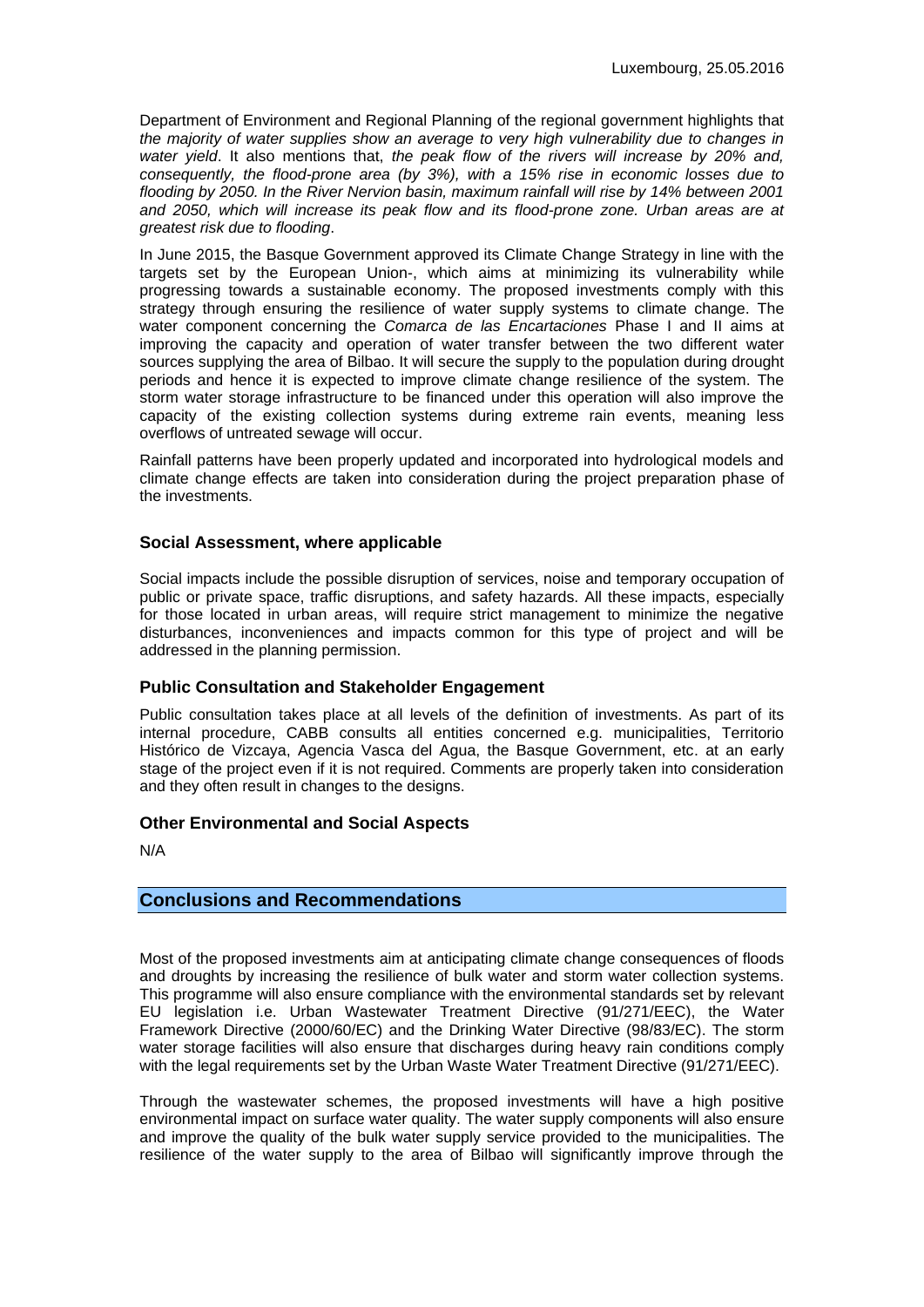Department of Environment and Regional Planning of the regional government highlights that *the majority of water supplies show an average to very high vulnerability due to changes in water yield*. It also mentions that, *the peak flow of the rivers will increase by 20% and, consequently, the flood-prone area (by 3%), with a 15% rise in economic losses due to flooding by 2050. In the River Nervion basin, maximum rainfall will rise by 14% between 2001 and 2050, which will increase its peak flow and its flood-prone zone. Urban areas are at greatest risk due to flooding*.

In June 2015, the Basque Government approved its Climate Change Strategy in line with the targets set by the European Union-, which aims at minimizing its vulnerability while progressing towards a sustainable economy. The proposed investments comply with this strategy through ensuring the resilience of water supply systems to climate change. The water component concerning the *Comarca de las Encartaciones* Phase I and II aims at improving the capacity and operation of water transfer between the two different water sources supplying the area of Bilbao. It will secure the supply to the population during drought periods and hence it is expected to improve climate change resilience of the system. The storm water storage infrastructure to be financed under this operation will also improve the capacity of the existing collection systems during extreme rain events, meaning less overflows of untreated sewage will occur.

Rainfall patterns have been properly updated and incorporated into hydrological models and climate change effects are taken into consideration during the project preparation phase of the investments.

### Social Assessment, where applicable

Social impacts include the possible disruption of services, noise and temporary occupation of public or private space, traffic disruptions, and safety hazards. All these impacts, especially for those located in urban areas, will require strict management to minimize the negative disturbances, inconveniences and impacts common for this type of project and will be addressed in the planning permission.

### Public Consultation and Stakeholder Engagement

Public consultation takes place at all levels of the definition of investments. As part of its internal procedure, CABB consults all entities concerned e.g. municipalities, Territorio Histórico de Vizcaya, Agencia Vasca del Agua, the Basque Government, etc. at an early stage of the project even if it is not required. Comments are properly taken into consideration and they often result in changes to the designs.

### Other Environmental and Social Aspects

N/A

## Conclusions and Recommendations

Most of the proposed investments aim at anticipating climate change consequences of floods and droughts by increasing the resilience of bulk water and storm water collection systems. This programme will also ensure compliance with the environmental standards set by relevant EU legislation i.e. Urban Wastewater Treatment Directive (91/271/EEC), the Water Framework Directive (2000/60/EC) and the Drinking Water Directive (98/83/EC). The storm water storage facilities will also ensure that discharges during heavy rain conditions comply with the legal requirements set by the Urban Waste Water Treatment Directive (91/271/EEC).

Through the wastewater schemes, the proposed investments will have a high positive environmental impact on surface water quality. The water supply components will also ensure and improve the quality of the bulk water supply service provided to the municipalities. The resilience of the water supply to the area of Bilbao will significantly improve through the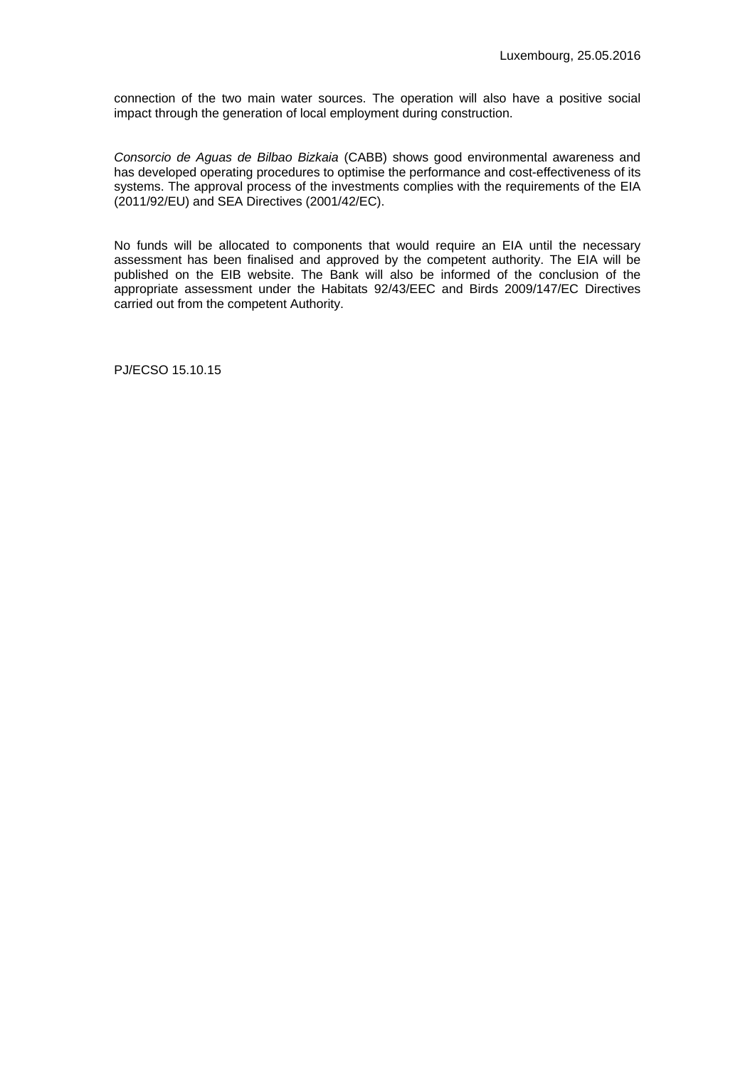connection of the two main water sources. The operation will also have a positive social impact through the generation of local employment during construction.

*Consorcio de Aguas de Bilbao Bizkaia* (CABB) shows good environmental awareness and has developed operating procedures to optimise the performance and cost-effectiveness of its systems. The approval process of the investments complies with the requirements of the EIA (2011/92/EU) and SEA Directives (2001/42/EC).

No funds will be allocated to components that would require an EIA until the necessary assessment has been finalised and approved by the competent authority. The EIA will be published on the EIB website. The Bank will also be informed of the conclusion of the appropriate assessment under the Habitats 92/43/EEC and Birds 2009/147/EC Directives carried out from the competent Authority.

PJ/ECSO 15.10.15